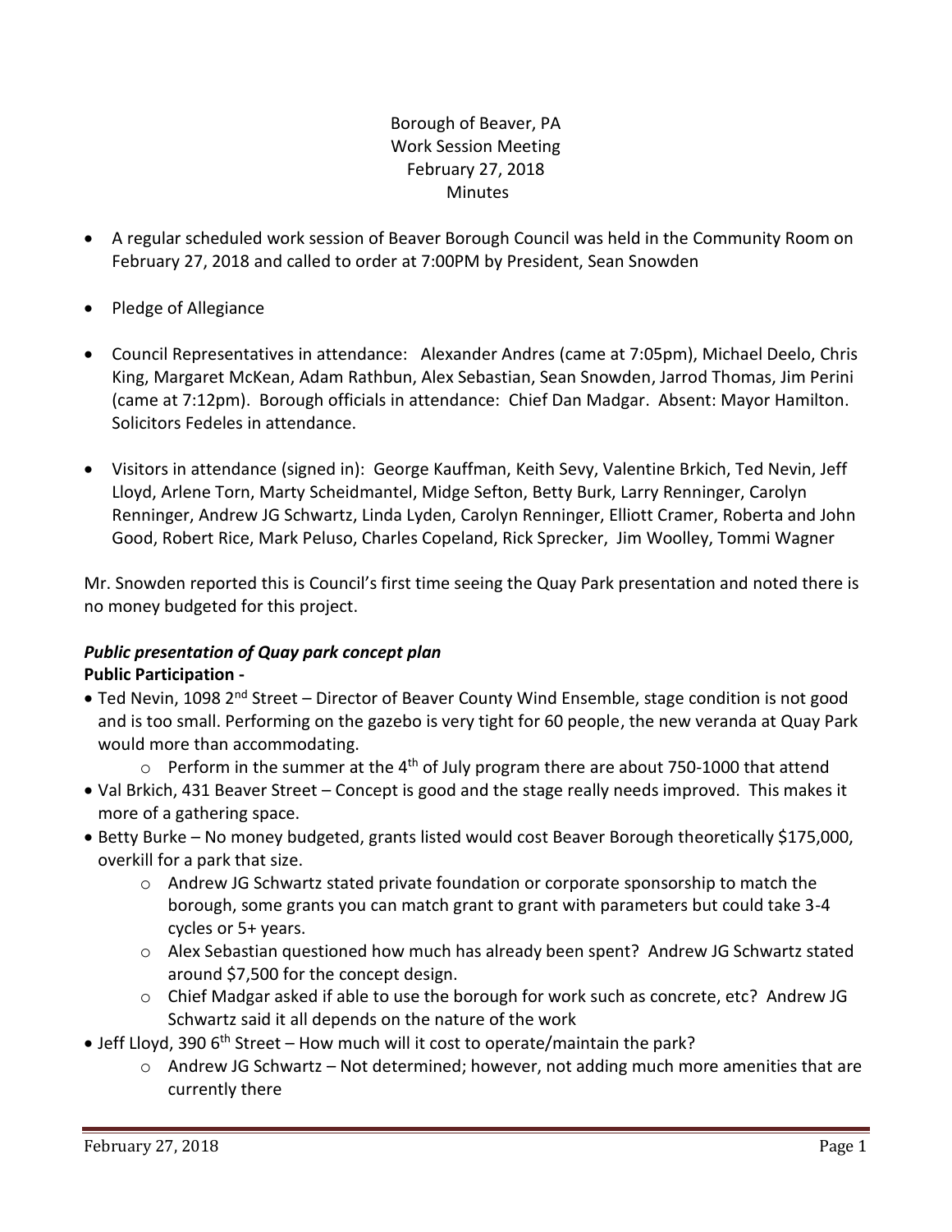Borough of Beaver, PA
Work Session Meeting
February 27, 2018
Minutes

- A regular scheduled work session of Beaver Borough Council was held in the Community Room on February 27, 2018 and called to order at 7:00PM by President, Sean Snowden
- Pledge of Allegiance
- Council Representatives in attendance: Alexander Andres (came at 7:05pm), Michael Deelo, Chris King, Margaret McKean, Adam Rathbun, Alex Sebastian, Sean Snowden, Jarrod Thomas, Jim Perini (came at 7:12pm). Borough officials in attendance: Chief Dan Madgar. Absent: Mayor Hamilton. Solicitors Fedeles in attendance.
- Visitors in attendance (signed in): George Kauffman, Keith Sevy, Valentine Brkich, Ted Nevin, Jeff Lloyd, Arlene Torn, Marty Scheidmantel, Midge Sefton, Betty Burk, Larry Renninger, Carolyn Renninger, Andrew JG Schwartz, Linda Lyden, Carolyn Renninger, Elliott Cramer, Roberta and John Good, Robert Rice, Mark Peluso, Charles Copeland, Rick Sprecker, Jim Woolley, Tommi Wagner

Mr. Snowden reported this is Council's first time seeing the Quay Park presentation and noted there is no money budgeted for this project.

### *Public presentation of Quay park concept plan*

**Public Participation -**

- Ted Nevin, 1098 2nd Street – Director of Beaver County Wind Ensemble, stage condition is not good and is too small. Performing on the gazebo is very tight for 60 people, the new veranda at Quay Park would more than accommodating.
  - Perform in the summer at the 4th of July program there are about 750-1000 that attend
- Val Brkich, 431 Beaver Street – Concept is good and the stage really needs improved. This makes it more of a gathering space.
- Betty Burke – No money budgeted, grants listed would cost Beaver Borough theoretically $175,000, overkill for a park that size.
  - Andrew JG Schwartz stated private foundation or corporate sponsorship to match the borough, some grants you can match grant to grant with parameters but could take 3-4 cycles or 5+ years.
  - Alex Sebastian questioned how much has already been spent? Andrew JG Schwartz stated around $7,500 for the concept design.
  - Chief Madgar asked if able to use the borough for work such as concrete, etc? Andrew JG Schwartz said it all depends on the nature of the work
- Jeff Lloyd, 390 6th Street – How much will it cost to operate/maintain the park?
  - Andrew JG Schwartz – Not determined; however, not adding much more amenities that are currently there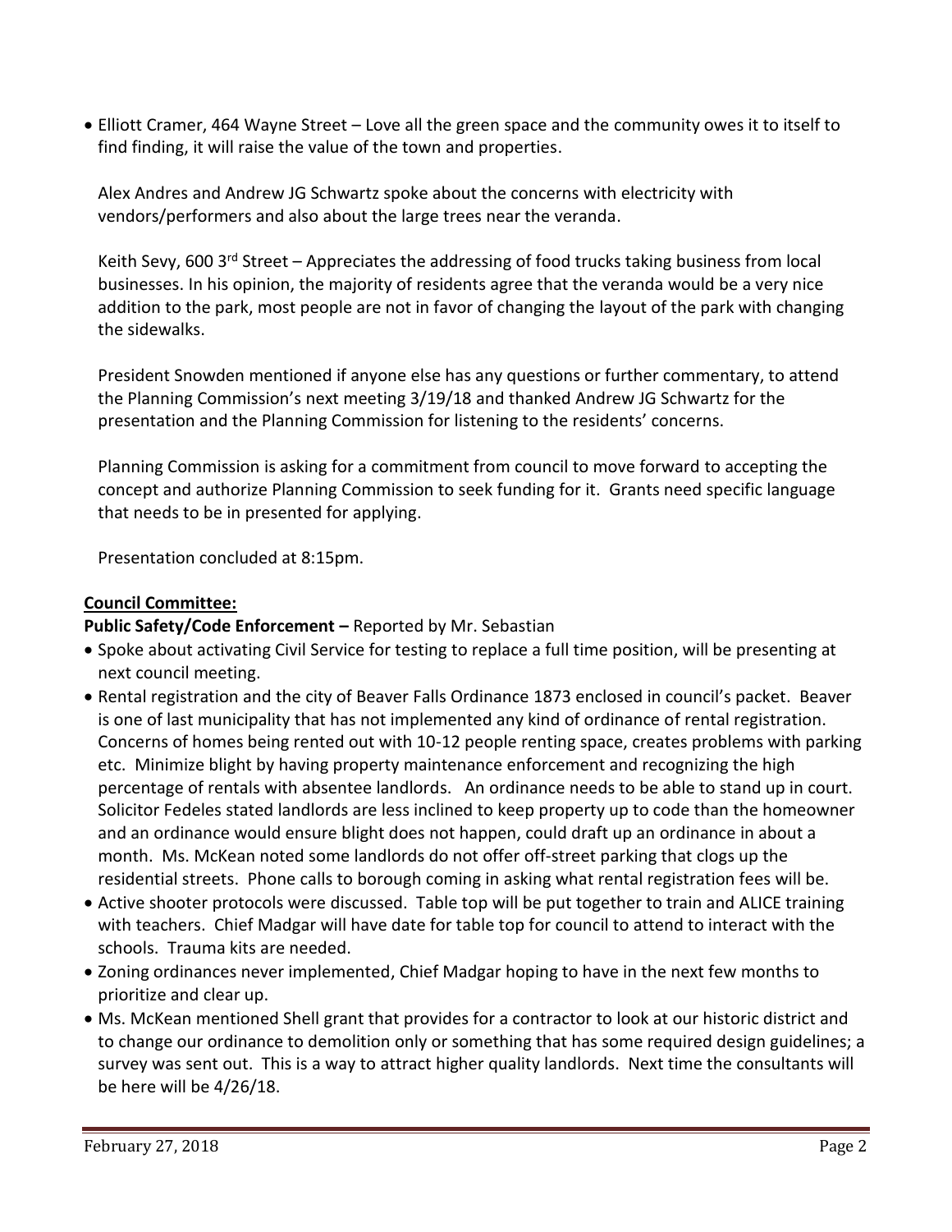- Elliott Cramer, 464 Wayne Street – Love all the green space and the community owes it to itself to find finding, it will raise the value of the town and properties.

  Alex Andres and Andrew JG Schwartz spoke about the concerns with electricity with vendors/performers and also about the large trees near the veranda.

  Keith Sevy, 600 3rd Street – Appreciates the addressing of food trucks taking business from local businesses. In his opinion, the majority of residents agree that the veranda would be a very nice addition to the park, most people are not in favor of changing the layout of the park with changing the sidewalks.

  President Snowden mentioned if anyone else has any questions or further commentary, to attend the Planning Commission's next meeting 3/19/18 and thanked Andrew JG Schwartz for the presentation and the Planning Commission for listening to the residents' concerns.

  Planning Commission is asking for a commitment from council to move forward to accepting the concept and authorize Planning Commission to seek funding for it. Grants need specific language that needs to be in presented for applying.

  Presentation concluded at 8:15pm.

**Council Committee:**

**Public Safety/Code Enforcement –** Reported by Mr. Sebastian

- Spoke about activating Civil Service for testing to replace a full time position, will be presenting at next council meeting.
- Rental registration and the city of Beaver Falls Ordinance 1873 enclosed in council's packet. Beaver is one of last municipality that has not implemented any kind of ordinance of rental registration. Concerns of homes being rented out with 10-12 people renting space, creates problems with parking etc. Minimize blight by having property maintenance enforcement and recognizing the high percentage of rentals with absentee landlords. An ordinance needs to be able to stand up in court. Solicitor Fedeles stated landlords are less inclined to keep property up to code than the homeowner and an ordinance would ensure blight does not happen, could draft up an ordinance in about a month. Ms. McKean noted some landlords do not offer off-street parking that clogs up the residential streets. Phone calls to borough coming in asking what rental registration fees will be.
- Active shooter protocols were discussed. Table top will be put together to train and ALICE training with teachers. Chief Madgar will have date for table top for council to attend to interact with the schools. Trauma kits are needed.
- Zoning ordinances never implemented, Chief Madgar hoping to have in the next few months to prioritize and clear up.
- Ms. McKean mentioned Shell grant that provides for a contractor to look at our historic district and to change our ordinance to demolition only or something that has some required design guidelines; a survey was sent out. This is a way to attract higher quality landlords. Next time the consultants will be here will be 4/26/18.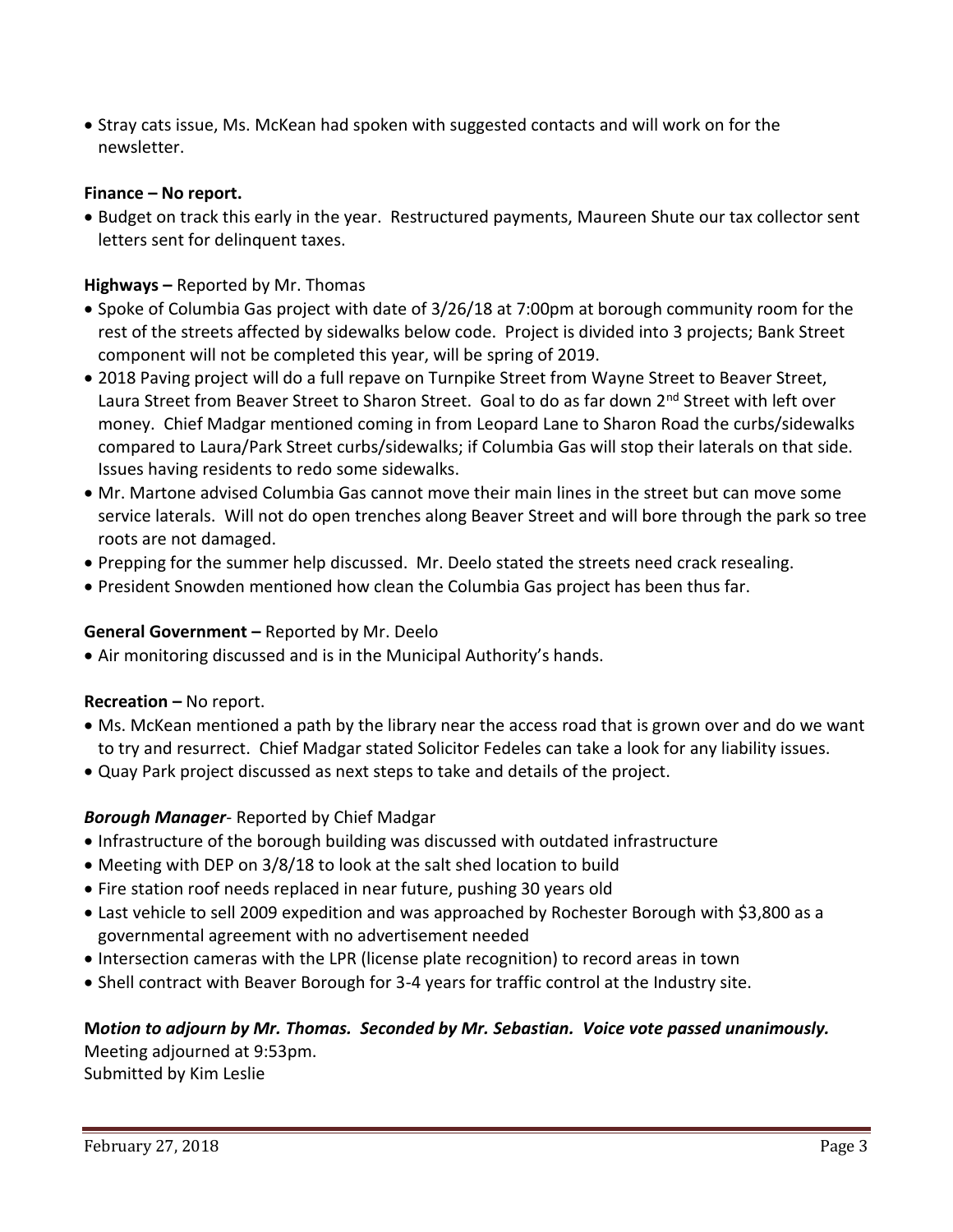- Stray cats issue, Ms. McKean had spoken with suggested contacts and will work on for the newsletter.

**Finance – No report.**

- Budget on track this early in the year. Restructured payments, Maureen Shute our tax collector sent letters sent for delinquent taxes.

**Highways –** Reported by Mr. Thomas

- Spoke of Columbia Gas project with date of 3/26/18 at 7:00pm at borough community room for the rest of the streets affected by sidewalks below code. Project is divided into 3 projects; Bank Street component will not be completed this year, will be spring of 2019.
- 2018 Paving project will do a full repave on Turnpike Street from Wayne Street to Beaver Street, Laura Street from Beaver Street to Sharon Street. Goal to do as far down 2nd Street with left over money. Chief Madgar mentioned coming in from Leopard Lane to Sharon Road the curbs/sidewalks compared to Laura/Park Street curbs/sidewalks; if Columbia Gas will stop their laterals on that side. Issues having residents to redo some sidewalks.
- Mr. Martone advised Columbia Gas cannot move their main lines in the street but can move some service laterals. Will not do open trenches along Beaver Street and will bore through the park so tree roots are not damaged.
- Prepping for the summer help discussed. Mr. Deelo stated the streets need crack resealing.
- President Snowden mentioned how clean the Columbia Gas project has been thus far.

**General Government –** Reported by Mr. Deelo

- Air monitoring discussed and is in the Municipal Authority's hands.

**Recreation –** No report.

- Ms. McKean mentioned a path by the library near the access road that is grown over and do we want to try and resurrect. Chief Madgar stated Solicitor Fedeles can take a look for any liability issues.
- Quay Park project discussed as next steps to take and details of the project.

***Borough Manager***- Reported by Chief Madgar

- Infrastructure of the borough building was discussed with outdated infrastructure
- Meeting with DEP on 3/8/18 to look at the salt shed location to build
- Fire station roof needs replaced in near future, pushing 30 years old
- Last vehicle to sell 2009 expedition and was approached by Rochester Borough with $3,800 as a governmental agreement with no advertisement needed
- Intersection cameras with the LPR (license plate recognition) to record areas in town
- Shell contract with Beaver Borough for 3-4 years for traffic control at the Industry site.

***Motion to adjourn by Mr. Thomas. Seconded by Mr. Sebastian. Voice vote passed unanimously.***

Meeting adjourned at 9:53pm.
Submitted by Kim Leslie